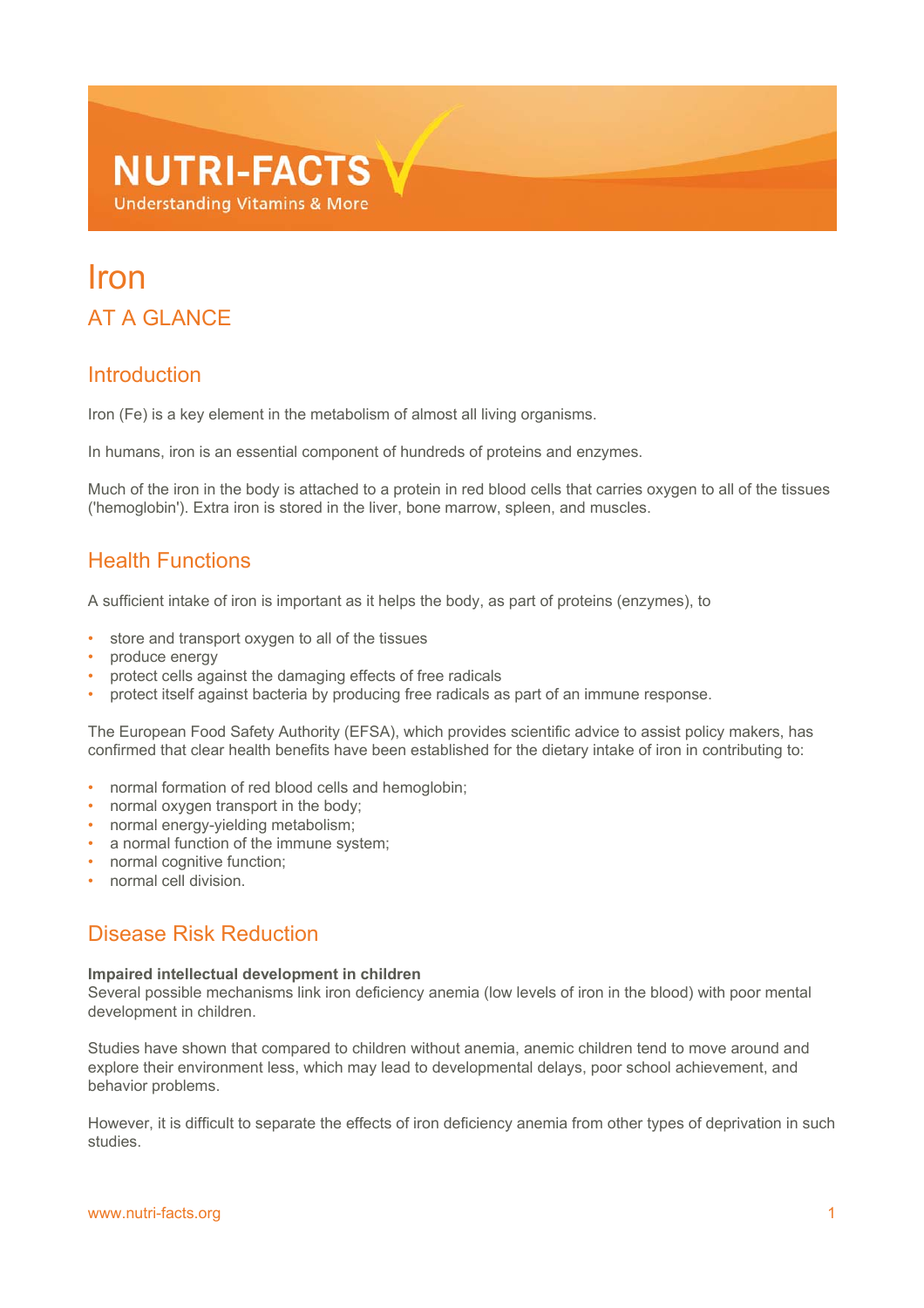# NUTRI-FACTS

Understanding Vitamins & More

# Iron

## AT A GLANCE

## Introduction

Iron (Fe) is a key element in the metabolism of almost all living organisms.

In humans, iron is an essential component of hundreds of proteins and enzymes.

Much of the iron in the body is attached to a protein in red blood cells that carries oxygen to all of the tissues ('hemoglobin'). Extra iron is stored in the liver, bone marrow, spleen, and muscles.

## Health Functions

A sufficient intake of iron is important as it helps the body, as part of proteins (enzymes), to

- store and transport oxygen to all of the tissues
- produce energy
- protect cells against the damaging effects of free radicals
- protect itself against bacteria by producing free radicals as part of an immune response.

The European Food Safety Authority (EFSA), which provides scientific advice to assist policy makers, has confirmed that clear health benefits have been established for the dietary intake of iron in contributing to:

- normal formation of red blood cells and hemoglobin;
- normal oxygen transport in the body;
- normal energy-yielding metabolism;
- a normal function of the immune system;
- normal cognitive function;
- normal cell division.

## Disease Risk Reduction

**Impaired intellectual development in children**
Several possible mechanisms link iron deficiency anemia (low levels of iron in the blood) with poor mental development in children.

Studies have shown that compared to children without anemia, anemic children tend to move around and explore their environment less, which may lead to developmental delays, poor school achievement, and behavior problems.

However, it is difficult to separate the effects of iron deficiency anemia from other types of deprivation in such studies.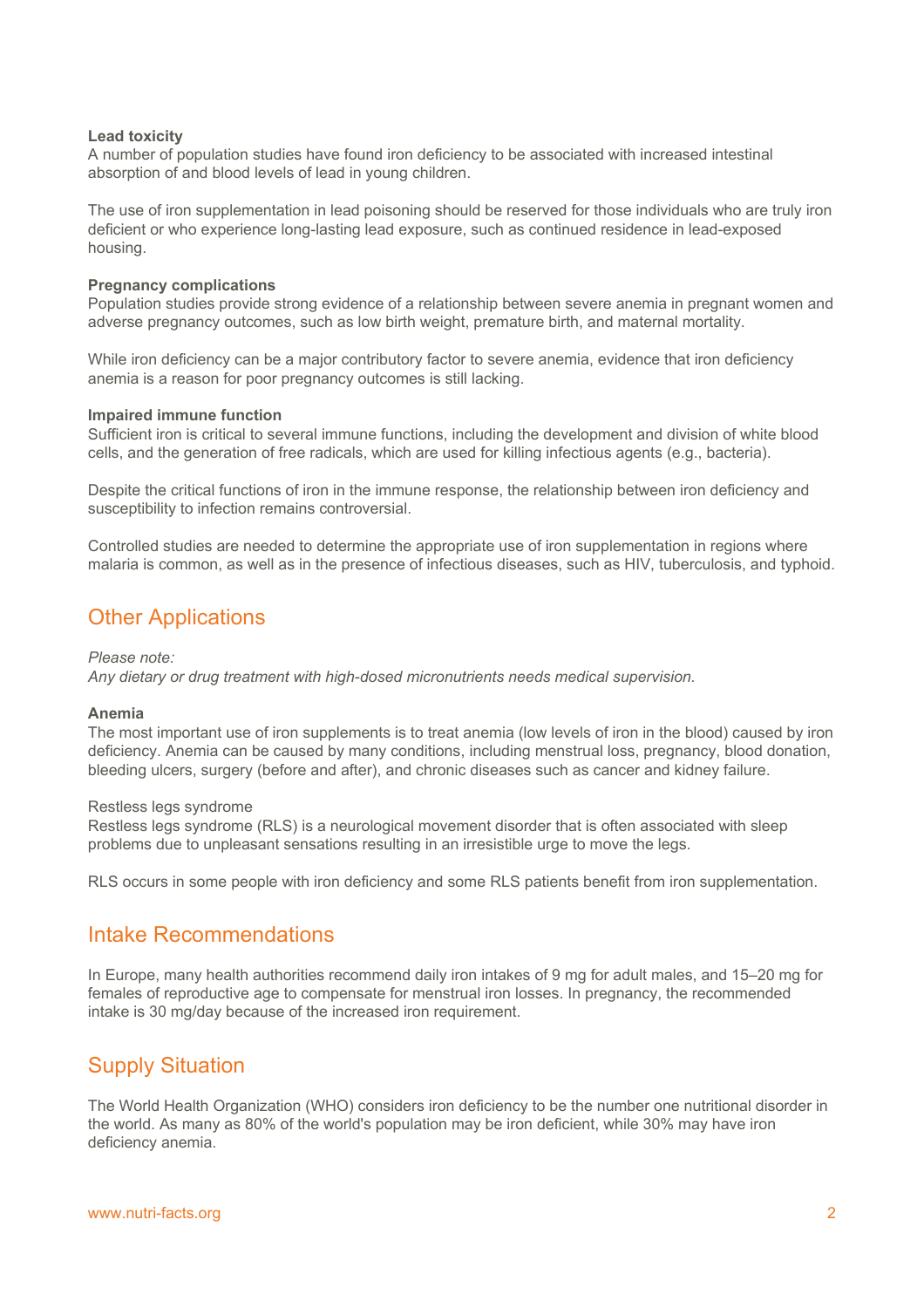**Lead toxicity**
A number of population studies have found iron deficiency to be associated with increased intestinal absorption of and blood levels of lead in young children.

The use of iron supplementation in lead poisoning should be reserved for those individuals who are truly iron deficient or who experience long-lasting lead exposure, such as continued residence in lead-exposed housing.

**Pregnancy complications**
Population studies provide strong evidence of a relationship between severe anemia in pregnant women and adverse pregnancy outcomes, such as low birth weight, premature birth, and maternal mortality.

While iron deficiency can be a major contributory factor to severe anemia, evidence that iron deficiency anemia is a reason for poor pregnancy outcomes is still lacking.

**Impaired immune function**
Sufficient iron is critical to several immune functions, including the development and division of white blood cells, and the generation of free radicals, which are used for killing infectious agents (e.g., bacteria).

Despite the critical functions of iron in the immune response, the relationship between iron deficiency and susceptibility to infection remains controversial.

Controlled studies are needed to determine the appropriate use of iron supplementation in regions where malaria is common, as well as in the presence of infectious diseases, such as HIV, tuberculosis, and typhoid.

## Other Applications

*Please note:*
*Any dietary or drug treatment with high-dosed micronutrients needs medical supervision.*

**Anemia**
The most important use of iron supplements is to treat anemia (low levels of iron in the blood) caused by iron deficiency. Anemia can be caused by many conditions, including menstrual loss, pregnancy, blood donation, bleeding ulcers, surgery (before and after), and chronic diseases such as cancer and kidney failure.

Restless legs syndrome
Restless legs syndrome (RLS) is a neurological movement disorder that is often associated with sleep problems due to unpleasant sensations resulting in an irresistible urge to move the legs.

RLS occurs in some people with iron deficiency and some RLS patients benefit from iron supplementation.

## Intake Recommendations

In Europe, many health authorities recommend daily iron intakes of 9 mg for adult males, and 15–20 mg for females of reproductive age to compensate for menstrual iron losses. In pregnancy, the recommended intake is 30 mg/day because of the increased iron requirement.

## Supply Situation

The World Health Organization (WHO) considers iron deficiency to be the number one nutritional disorder in the world. As many as 80% of the world's population may be iron deficient, while 30% may have iron deficiency anemia.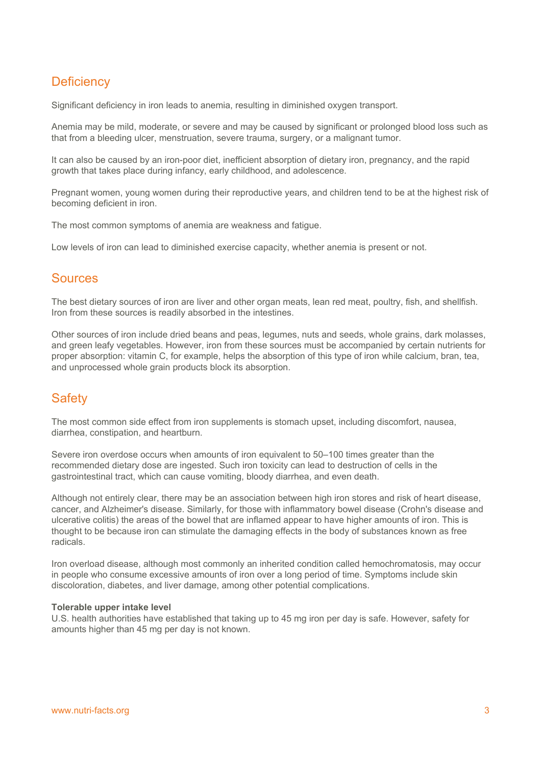## Deficiency

Significant deficiency in iron leads to anemia, resulting in diminished oxygen transport.

Anemia may be mild, moderate, or severe and may be caused by significant or prolonged blood loss such as that from a bleeding ulcer, menstruation, severe trauma, surgery, or a malignant tumor.

It can also be caused by an iron-poor diet, inefficient absorption of dietary iron, pregnancy, and the rapid growth that takes place during infancy, early childhood, and adolescence.

Pregnant women, young women during their reproductive years, and children tend to be at the highest risk of becoming deficient in iron.

The most common symptoms of anemia are weakness and fatigue.

Low levels of iron can lead to diminished exercise capacity, whether anemia is present or not.

## Sources

The best dietary sources of iron are liver and other organ meats, lean red meat, poultry, fish, and shellfish. Iron from these sources is readily absorbed in the intestines.

Other sources of iron include dried beans and peas, legumes, nuts and seeds, whole grains, dark molasses, and green leafy vegetables. However, iron from these sources must be accompanied by certain nutrients for proper absorption: vitamin C, for example, helps the absorption of this type of iron while calcium, bran, tea, and unprocessed whole grain products block its absorption.

## Safety

The most common side effect from iron supplements is stomach upset, including discomfort, nausea, diarrhea, constipation, and heartburn.

Severe iron overdose occurs when amounts of iron equivalent to 50–100 times greater than the recommended dietary dose are ingested. Such iron toxicity can lead to destruction of cells in the gastrointestinal tract, which can cause vomiting, bloody diarrhea, and even death.

Although not entirely clear, there may be an association between high iron stores and risk of heart disease, cancer, and Alzheimer's disease. Similarly, for those with inflammatory bowel disease (Crohn's disease and ulcerative colitis) the areas of the bowel that are inflamed appear to have higher amounts of iron. This is thought to be because iron can stimulate the damaging effects in the body of substances known as free radicals.

Iron overload disease, although most commonly an inherited condition called hemochromatosis, may occur in people who consume excessive amounts of iron over a long period of time. Symptoms include skin discoloration, diabetes, and liver damage, among other potential complications.

**Tolerable upper intake level**
U.S. health authorities have established that taking up to 45 mg iron per day is safe. However, safety for amounts higher than 45 mg per day is not known.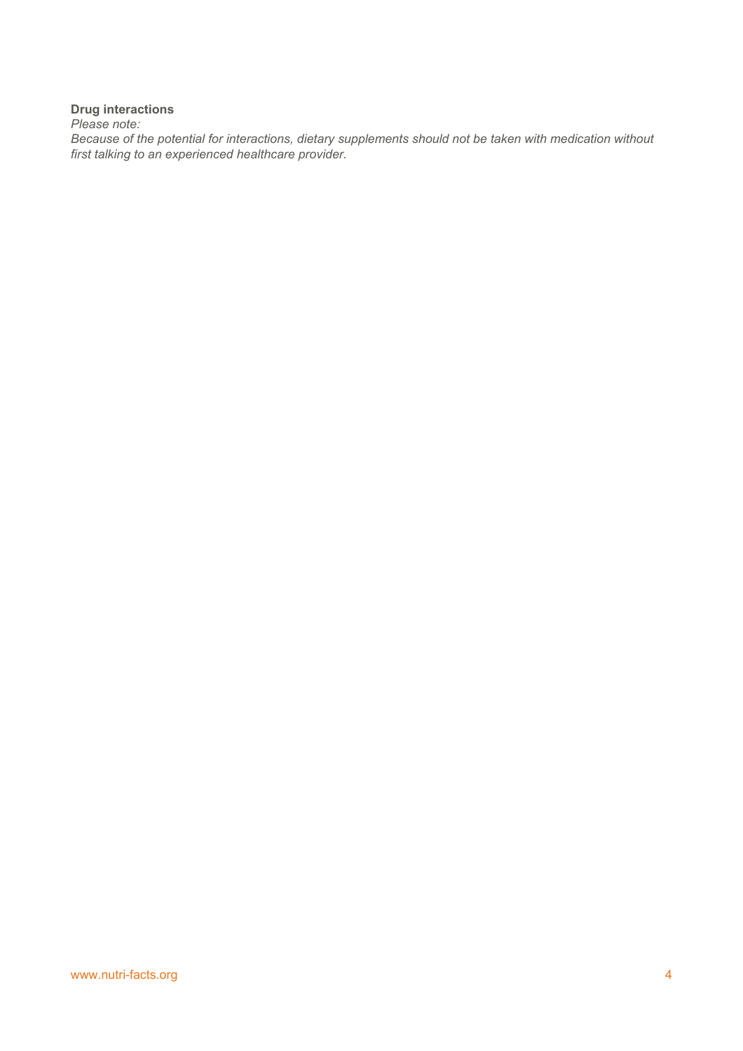**Drug interactions**

*Please note:*

*Because of the potential for interactions, dietary supplements should not be taken with medication without first talking to an experienced healthcare provider.*